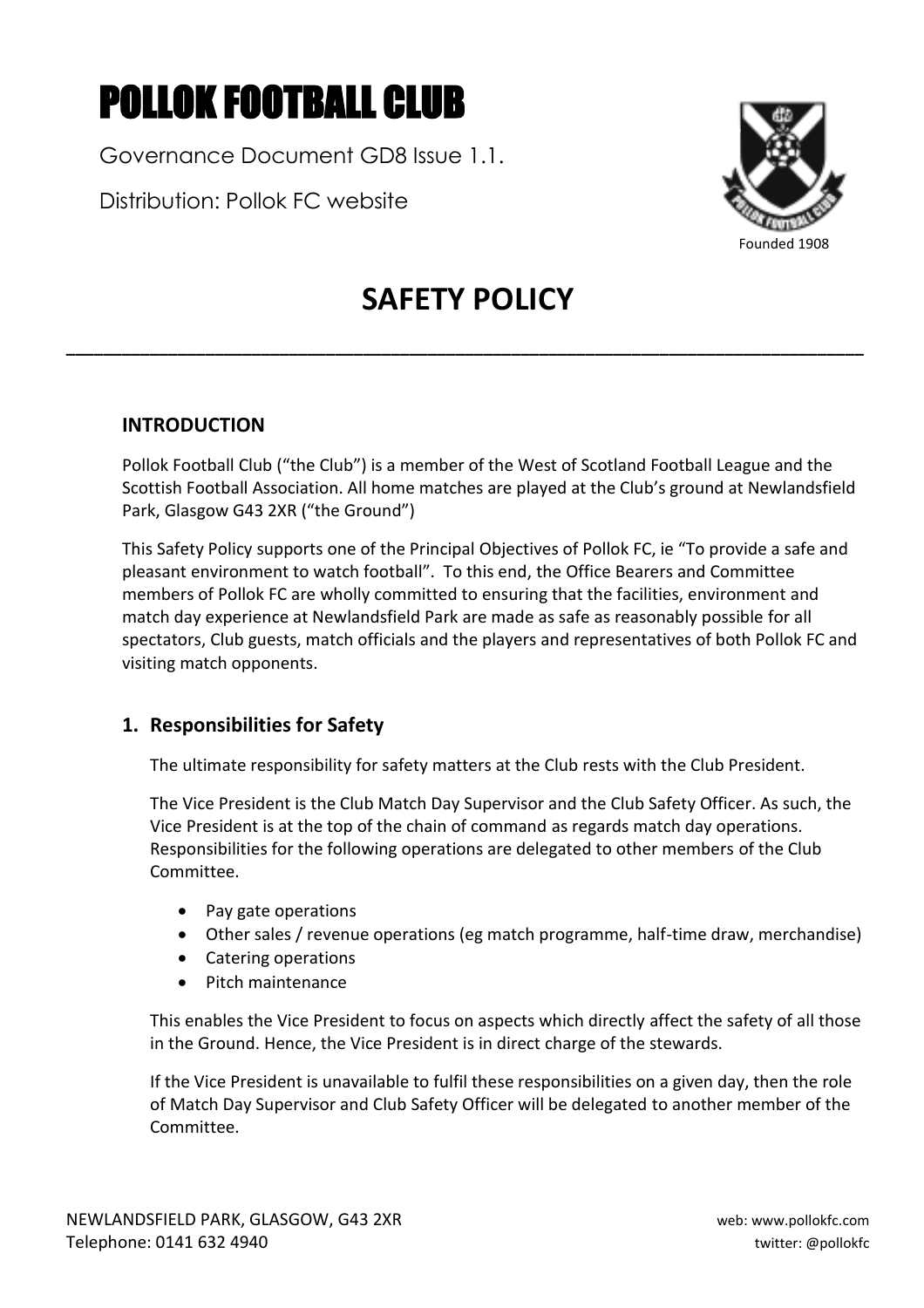# POLLOK FOOTBALL CLUB

Governance Document GD8 Issue 1.1.

Distribution: Pollok FC website

Founded 1908

## SAFETY POLICY

---

### INTRODUCTION

Pollok Football Club ("the Club") is a member of the West of Scotland Football League and the Scottish Football Association. All home matches are played at the Club's ground at Newlandsfield Park, Glasgow G43 2XR ("the Ground")

This Safety Policy supports one of the Principal Objectives of Pollok FC, ie "To provide a safe and pleasant environment to watch football". To this end, the Office Bearers and Committee members of Pollok FC are wholly committed to ensuring that the facilities, environment and match day experience at Newlandsfield Park are made as safe as reasonably possible for all spectators, Club guests, match officials and the players and representatives of both Pollok FC and visiting match opponents.

### 1. Responsibilities for Safety

The ultimate responsibility for safety matters at the Club rests with the Club President.

The Vice President is the Club Match Day Supervisor and the Club Safety Officer. As such, the Vice President is at the top of the chain of command as regards match day operations. Responsibilities for the following operations are delegated to other members of the Club Committee.

- Pay gate operations
- Other sales / revenue operations (eg match programme, half-time draw, merchandise)
- Catering operations
- Pitch maintenance

This enables the Vice President to focus on aspects which directly affect the safety of all those in the Ground. Hence, the Vice President is in direct charge of the stewards.

If the Vice President is unavailable to fulfil these responsibilities on a given day, then the role of Match Day Supervisor and Club Safety Officer will be delegated to another member of the Committee.

NEWLANDSFIELD PARK, GLASGOW, G43 2XR
Telephone: 0141 632 4940

web: www.pollokfc.com
twitter: @pollokfc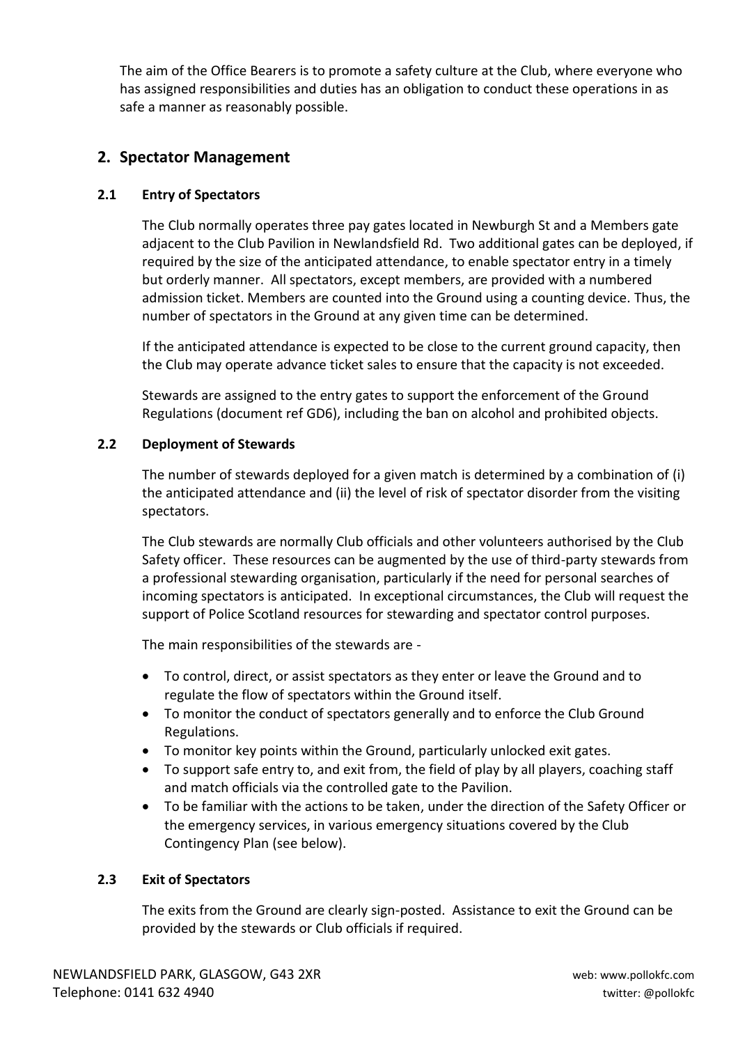The aim of the Office Bearers is to promote a safety culture at the Club, where everyone who has assigned responsibilities and duties has an obligation to conduct these operations in as safe a manner as reasonably possible.

## 2. Spectator Management

### 2.1 Entry of Spectators

The Club normally operates three pay gates located in Newburgh St and a Members gate adjacent to the Club Pavilion in Newlandsfield Rd. Two additional gates can be deployed, if required by the size of the anticipated attendance, to enable spectator entry in a timely but orderly manner. All spectators, except members, are provided with a numbered admission ticket. Members are counted into the Ground using a counting device. Thus, the number of spectators in the Ground at any given time can be determined.

If the anticipated attendance is expected to be close to the current ground capacity, then the Club may operate advance ticket sales to ensure that the capacity is not exceeded.

Stewards are assigned to the entry gates to support the enforcement of the Ground Regulations (document ref GD6), including the ban on alcohol and prohibited objects.

### 2.2 Deployment of Stewards

The number of stewards deployed for a given match is determined by a combination of (i) the anticipated attendance and (ii) the level of risk of spectator disorder from the visiting spectators.

The Club stewards are normally Club officials and other volunteers authorised by the Club Safety officer. These resources can be augmented by the use of third-party stewards from a professional stewarding organisation, particularly if the need for personal searches of incoming spectators is anticipated. In exceptional circumstances, the Club will request the support of Police Scotland resources for stewarding and spectator control purposes.

The main responsibilities of the stewards are -

- To control, direct, or assist spectators as they enter or leave the Ground and to regulate the flow of spectators within the Ground itself.
- To monitor the conduct of spectators generally and to enforce the Club Ground Regulations.
- To monitor key points within the Ground, particularly unlocked exit gates.
- To support safe entry to, and exit from, the field of play by all players, coaching staff and match officials via the controlled gate to the Pavilion.
- To be familiar with the actions to be taken, under the direction of the Safety Officer or the emergency services, in various emergency situations covered by the Club Contingency Plan (see below).

### 2.3 Exit of Spectators

The exits from the Ground are clearly sign-posted. Assistance to exit the Ground can be provided by the stewards or Club officials if required.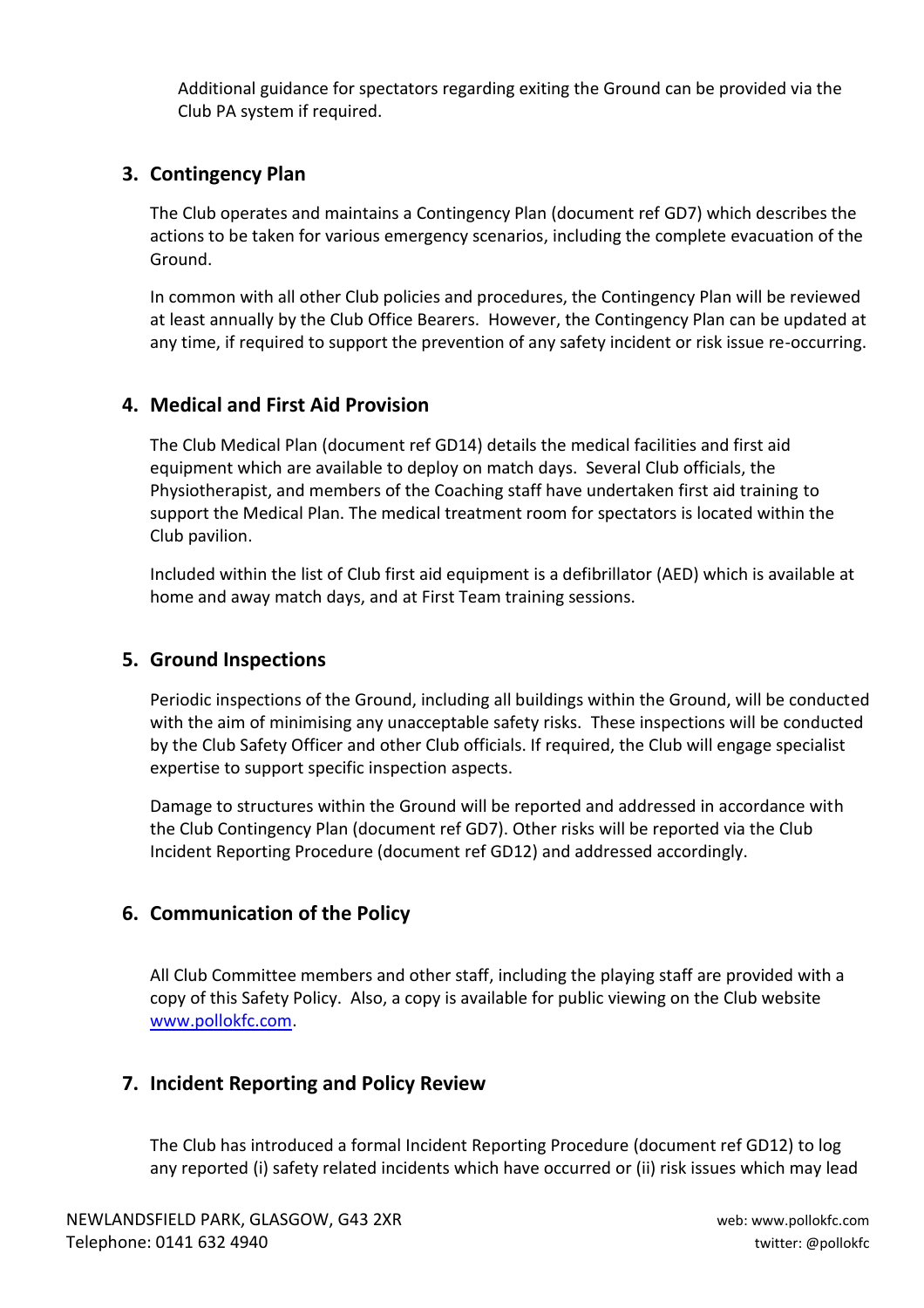Additional guidance for spectators regarding exiting the Ground can be provided via the Club PA system if required.

## 3. Contingency Plan

The Club operates and maintains a Contingency Plan (document ref GD7) which describes the actions to be taken for various emergency scenarios, including the complete evacuation of the Ground.

In common with all other Club policies and procedures, the Contingency Plan will be reviewed at least annually by the Club Office Bearers. However, the Contingency Plan can be updated at any time, if required to support the prevention of any safety incident or risk issue re-occurring.

## 4. Medical and First Aid Provision

The Club Medical Plan (document ref GD14) details the medical facilities and first aid equipment which are available to deploy on match days. Several Club officials, the Physiotherapist, and members of the Coaching staff have undertaken first aid training to support the Medical Plan. The medical treatment room for spectators is located within the Club pavilion.

Included within the list of Club first aid equipment is a defibrillator (AED) which is available at home and away match days, and at First Team training sessions.

## 5. Ground Inspections

Periodic inspections of the Ground, including all buildings within the Ground, will be conducted with the aim of minimising any unacceptable safety risks. These inspections will be conducted by the Club Safety Officer and other Club officials. If required, the Club will engage specialist expertise to support specific inspection aspects.

Damage to structures within the Ground will be reported and addressed in accordance with the Club Contingency Plan (document ref GD7). Other risks will be reported via the Club Incident Reporting Procedure (document ref GD12) and addressed accordingly.

## 6. Communication of the Policy

All Club Committee members and other staff, including the playing staff are provided with a copy of this Safety Policy. Also, a copy is available for public viewing on the Club website www.pollokfc.com.

## 7. Incident Reporting and Policy Review

The Club has introduced a formal Incident Reporting Procedure (document ref GD12) to log any reported (i) safety related incidents which have occurred or (ii) risk issues which may lead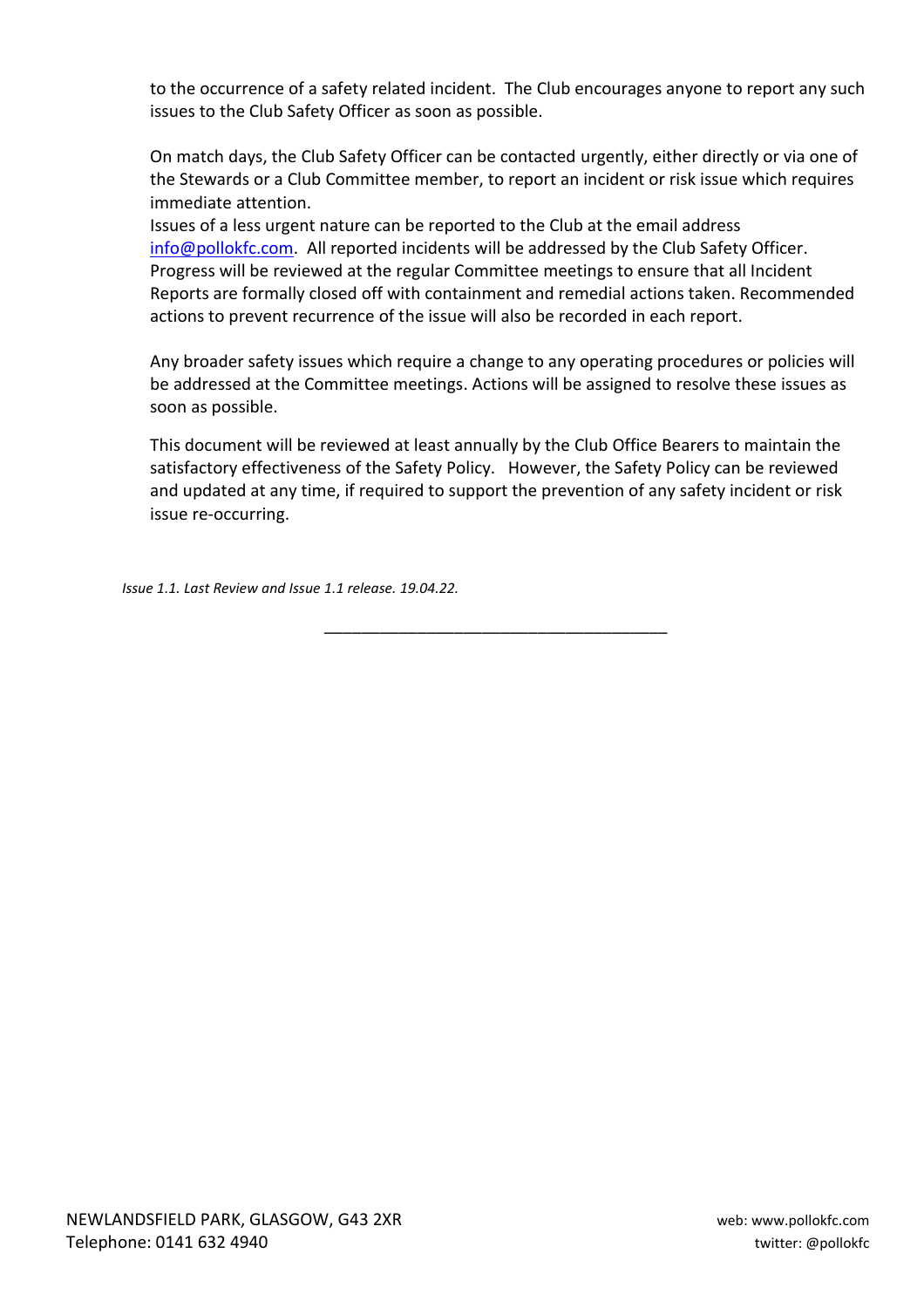to the occurrence of a safety related incident. The Club encourages anyone to report any such issues to the Club Safety Officer as soon as possible.

On match days, the Club Safety Officer can be contacted urgently, either directly or via one of the Stewards or a Club Committee member, to report an incident or risk issue which requires immediate attention.
Issues of a less urgent nature can be reported to the Club at the email address info@pollokfc.com. All reported incidents will be addressed by the Club Safety Officer. Progress will be reviewed at the regular Committee meetings to ensure that all Incident Reports are formally closed off with containment and remedial actions taken. Recommended actions to prevent recurrence of the issue will also be recorded in each report.

Any broader safety issues which require a change to any operating procedures or policies will be addressed at the Committee meetings. Actions will be assigned to resolve these issues as soon as possible.

This document will be reviewed at least annually by the Club Office Bearers to maintain the satisfactory effectiveness of the Safety Policy. However, the Safety Policy can be reviewed and updated at any time, if required to support the prevention of any safety incident or risk issue re-occurring.

*Issue 1.1. Last Review and Issue 1.1 release. 19.04.22.*

---